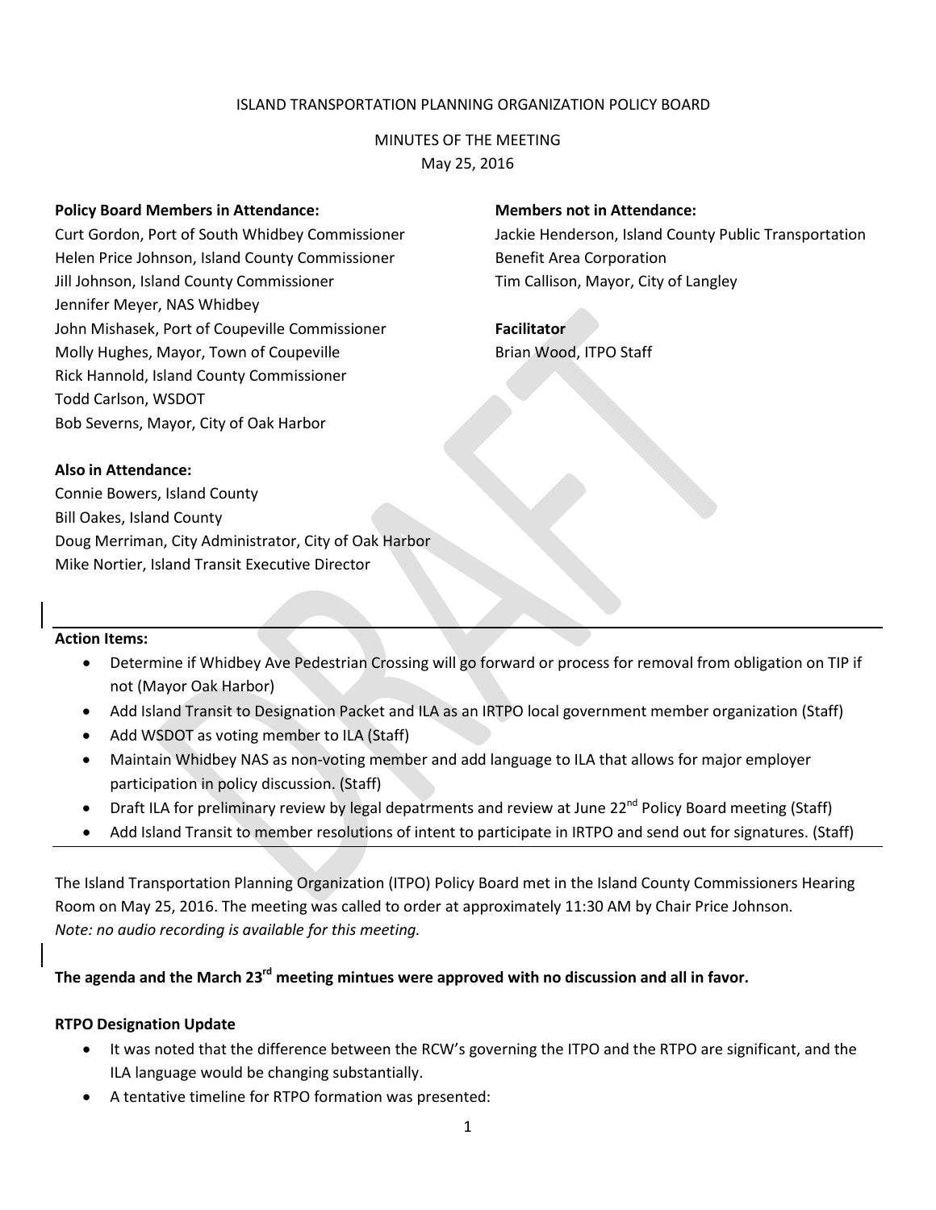ISLAND TRANSPORTATION PLANNING ORGANIZATION POLICY BOARD

MINUTES OF THE MEETING
May 25, 2016

**Policy Board Members in Attendance:**

Curt Gordon, Port of South Whidbey Commissioner
Helen Price Johnson, Island County Commissioner
Jill Johnson, Island County Commissioner
Jennifer Meyer, NAS Whidbey
John Mishasek, Port of Coupeville Commissioner
Molly Hughes, Mayor, Town of Coupeville
Rick Hannold, Island County Commissioner
Todd Carlson, WSDOT
Bob Severns, Mayor, City of Oak Harbor

**Members not in Attendance:**

Jackie Henderson, Island County Public Transportation Benefit Area Corporation
Tim Callison, Mayor, City of Langley

**Facilitator**

Brian Wood, ITPO Staff

**Also in Attendance:**

Connie Bowers, Island County
Bill Oakes, Island County
Doug Merriman, City Administrator, City of Oak Harbor
Mike Nortier, Island Transit Executive Director

---

**Action Items:**

- Determine if Whidbey Ave Pedestrian Crossing will go forward or process for removal from obligation on TIP if not (Mayor Oak Harbor)
- Add Island Transit to Designation Packet and ILA as an IRTPO local government member organization (Staff)
- Add WSDOT as voting member to ILA (Staff)
- Maintain Whidbey NAS as non-voting member and add language to ILA that allows for major employer participation in policy discussion. (Staff)
- Draft ILA for preliminary review by legal depatrments and review at June 22nd Policy Board meeting (Staff)
- Add Island Transit to member resolutions of intent to participate in IRTPO and send out for signatures. (Staff)

---

The Island Transportation Planning Organization (ITPO) Policy Board met in the Island County Commissioners Hearing Room on May 25, 2016. The meeting was called to order at approximately 11:30 AM by Chair Price Johnson.
*Note: no audio recording is available for this meeting.*

**The agenda and the March 23rd meeting mintues were approved with no discussion and all in favor.**

**RTPO Designation Update**

- It was noted that the difference between the RCW's governing the ITPO and the RTPO are significant, and the ILA language would be changing substantially.
- A tentative timeline for RTPO formation was presented: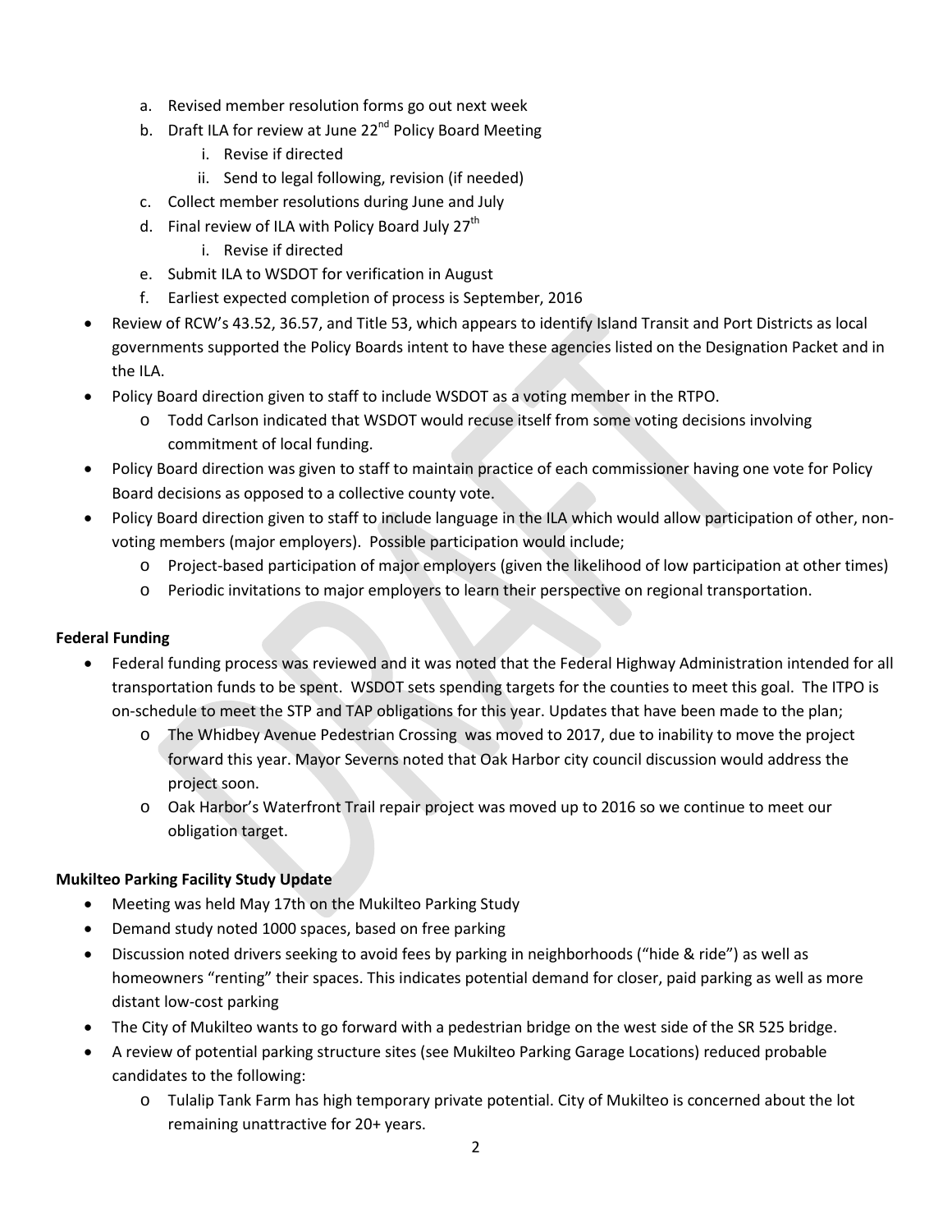a. Revised member resolution forms go out next week
   b. Draft ILA for review at June 22nd Policy Board Meeting
      i. Revise if directed
      ii. Send to legal following, revision (if needed)
   c. Collect member resolutions during June and July
   d. Final review of ILA with Policy Board July 27th
      i. Revise if directed
   e. Submit ILA to WSDOT for verification in August
   f. Earliest expected completion of process is September, 2016

- Review of RCW's 43.52, 36.57, and Title 53, which appears to identify Island Transit and Port Districts as local governments supported the Policy Boards intent to have these agencies listed on the Designation Packet and in the ILA.
- Policy Board direction given to staff to include WSDOT as a voting member in the RTPO.
  - Todd Carlson indicated that WSDOT would recuse itself from some voting decisions involving commitment of local funding.
- Policy Board direction was given to staff to maintain practice of each commissioner having one vote for Policy Board decisions as opposed to a collective county vote.
- Policy Board direction given to staff to include language in the ILA which would allow participation of other, non-voting members (major employers). Possible participation would include;
  - Project-based participation of major employers (given the likelihood of low participation at other times)
  - Periodic invitations to major employers to learn their perspective on regional transportation.

**Federal Funding**

- Federal funding process was reviewed and it was noted that the Federal Highway Administration intended for all transportation funds to be spent. WSDOT sets spending targets for the counties to meet this goal. The ITPO is on-schedule to meet the STP and TAP obligations for this year. Updates that have been made to the plan;
  - The Whidbey Avenue Pedestrian Crossing was moved to 2017, due to inability to move the project forward this year. Mayor Severns noted that Oak Harbor city council discussion would address the project soon.
  - Oak Harbor's Waterfront Trail repair project was moved up to 2016 so we continue to meet our obligation target.

**Mukilteo Parking Facility Study Update**

- Meeting was held May 17th on the Mukilteo Parking Study
- Demand study noted 1000 spaces, based on free parking
- Discussion noted drivers seeking to avoid fees by parking in neighborhoods ("hide & ride") as well as homeowners "renting" their spaces. This indicates potential demand for closer, paid parking as well as more distant low-cost parking
- The City of Mukilteo wants to go forward with a pedestrian bridge on the west side of the SR 525 bridge.
- A review of potential parking structure sites (see Mukilteo Parking Garage Locations) reduced probable candidates to the following:
  - Tulalip Tank Farm has high temporary private potential. City of Mukilteo is concerned about the lot remaining unattractive for 20+ years.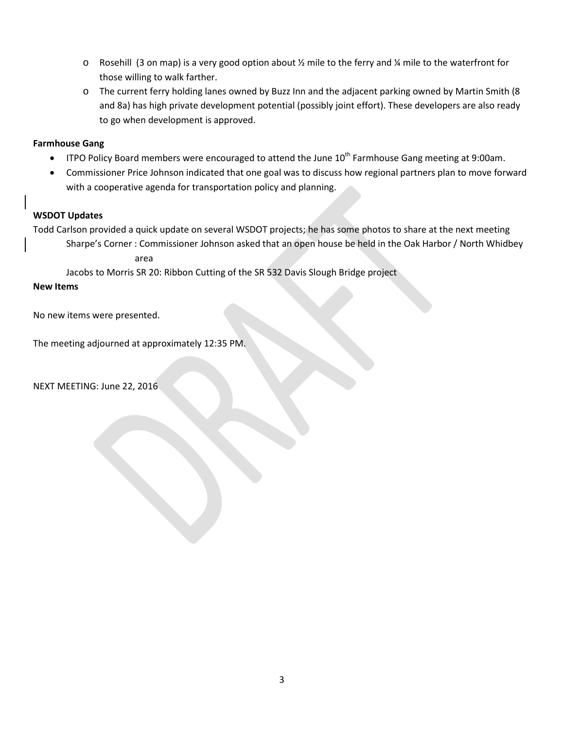- Rosehill (3 on map) is a very good option about ½ mile to the ferry and ¼ mile to the waterfront for those willing to walk farther.
  - The current ferry holding lanes owned by Buzz Inn and the adjacent parking owned by Martin Smith (8 and 8a) has high private development potential (possibly joint effort). These developers are also ready to go when development is approved.

**Farmhouse Gang**

- ITPO Policy Board members were encouraged to attend the June 10th Farmhouse Gang meeting at 9:00am.
- Commissioner Price Johnson indicated that one goal was to discuss how regional partners plan to move forward with a cooperative agenda for transportation policy and planning.

**WSDOT Updates**

Todd Carlson provided a quick update on several WSDOT projects; he has some photos to share at the next meeting

Sharpe's Corner : Commissioner Johnson asked that an open house be held in the Oak Harbor / North Whidbey area

Jacobs to Morris SR 20: Ribbon Cutting of the SR 532 Davis Slough Bridge project

**New Items**

No new items were presented.

The meeting adjourned at approximately 12:35 PM.

NEXT MEETING: June 22, 2016

DRAFT